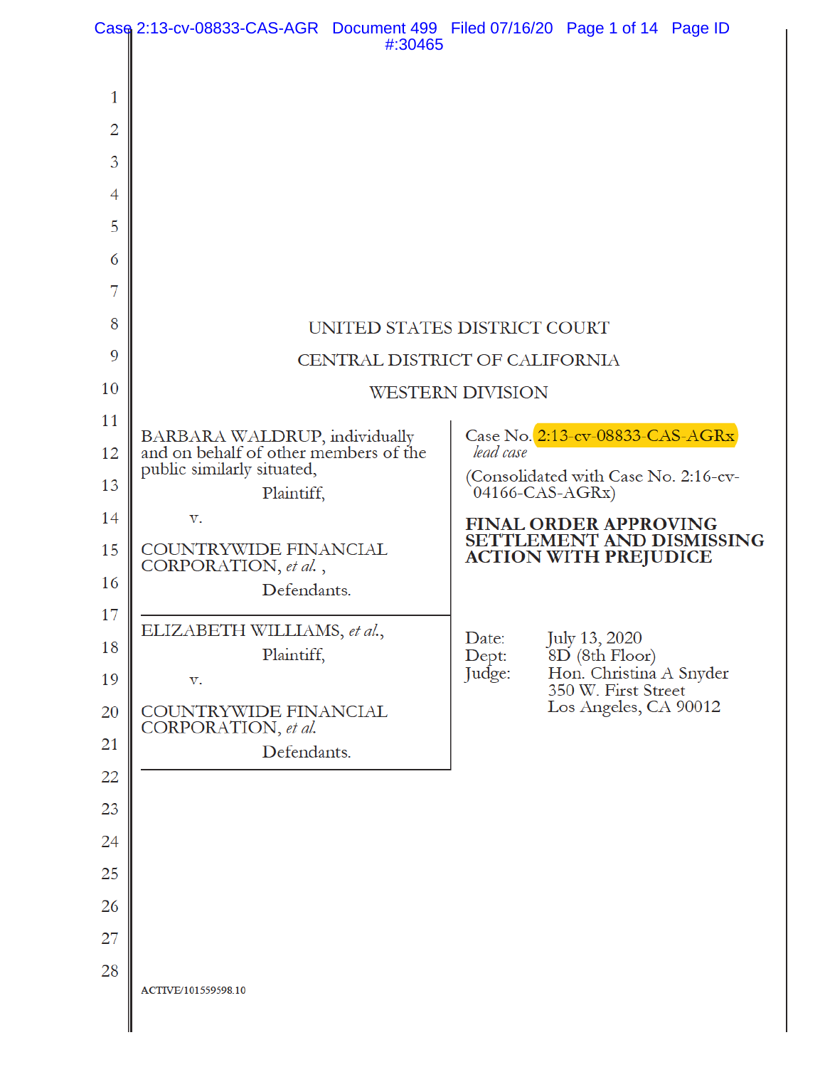UNITED STATES DISTRICT COURT

CENTRAL DISTRICT OF CALIFORNIA

WESTERN DIVISION

| | |
|---|---|
| BARBARA WALDRUP, individually and on behalf of other members of the public similarly situated,<br><br>Plaintiff,<br><br>v.<br><br>COUNTRYWIDE FINANCIAL CORPORATION, *et al.* ,<br><br>Defendants. | Case No. 2:13-cv-08833-CAS-AGRx<br>*lead case*<br><br>(Consolidated with Case No. 2:16-cv-04166-CAS-AGRx)<br><br>**FINAL ORDER APPROVING SETTLEMENT AND DISMISSING ACTION WITH PREJUDICE** |
| ELIZABETH WILLIAMS, *et al.*,<br><br>Plaintiff,<br><br>v.<br><br>COUNTRYWIDE FINANCIAL CORPORATION, *et al.*<br><br>Defendants. | Date: July 13, 2020<br>Dept: 8D (8th Floor)<br>Judge: Hon. Christina A Snyder<br>350 W. First Street<br>Los Angeles, CA 90012 |

ACTIVE/101559598.10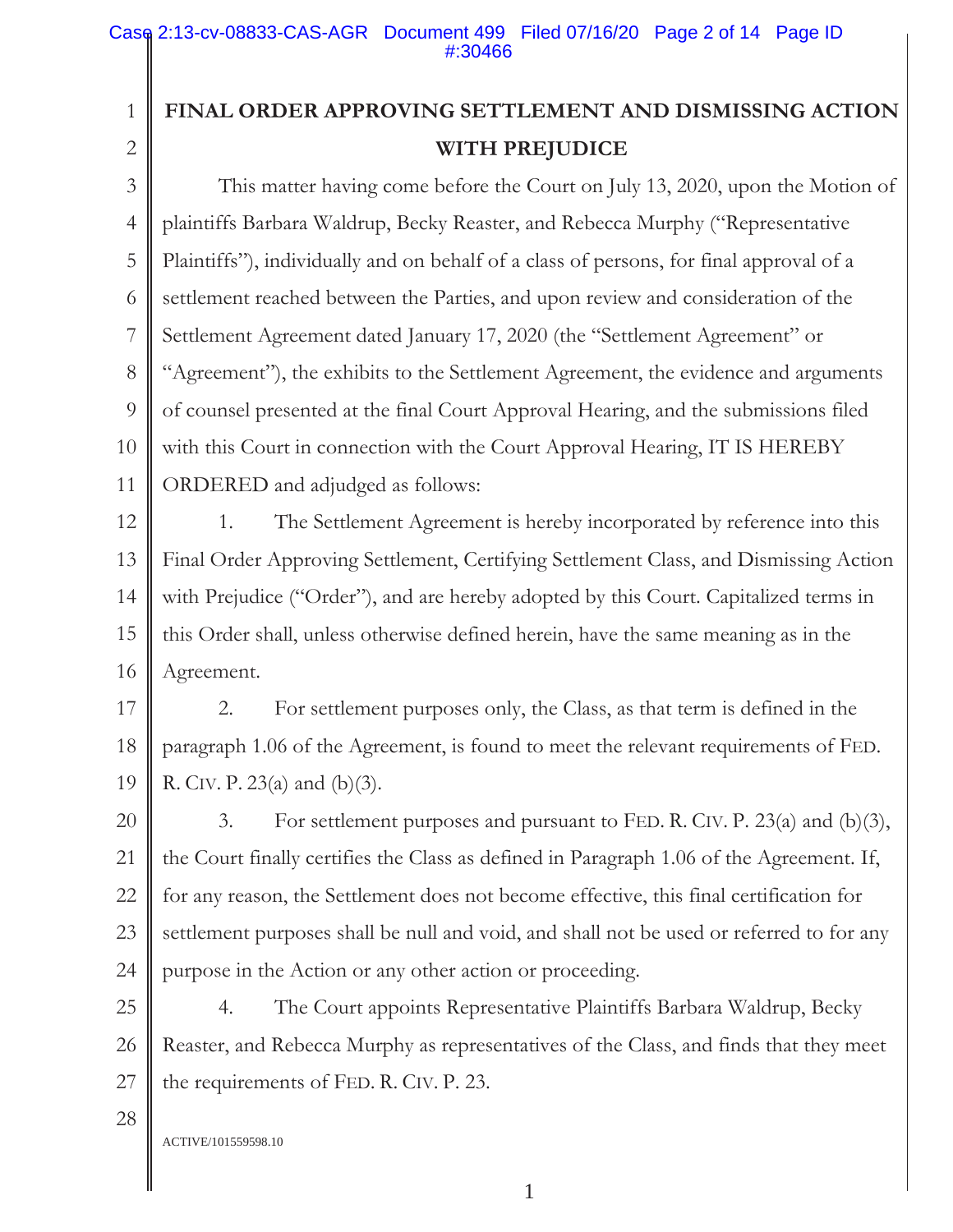# FINAL ORDER APPROVING SETTLEMENT AND DISMISSING ACTION WITH PREJUDICE

This matter having come before the Court on July 13, 2020, upon the Motion of plaintiffs Barbara Waldrup, Becky Reaster, and Rebecca Murphy ("Representative Plaintiffs"), individually and on behalf of a class of persons, for final approval of a settlement reached between the Parties, and upon review and consideration of the Settlement Agreement dated January 17, 2020 (the "Settlement Agreement" or "Agreement"), the exhibits to the Settlement Agreement, the evidence and arguments of counsel presented at the final Court Approval Hearing, and the submissions filed with this Court in connection with the Court Approval Hearing, IT IS HEREBY ORDERED and adjudged as follows:

1. The Settlement Agreement is hereby incorporated by reference into this Final Order Approving Settlement, Certifying Settlement Class, and Dismissing Action with Prejudice ("Order"), and are hereby adopted by this Court. Capitalized terms in this Order shall, unless otherwise defined herein, have the same meaning as in the Agreement.

2. For settlement purposes only, the Class, as that term is defined in the paragraph 1.06 of the Agreement, is found to meet the relevant requirements of FED. R. CIV. P. 23(a) and (b)(3).

3. For settlement purposes and pursuant to FED. R. CIV. P. 23(a) and (b)(3), the Court finally certifies the Class as defined in Paragraph 1.06 of the Agreement. If, for any reason, the Settlement does not become effective, this final certification for settlement purposes shall be null and void, and shall not be used or referred to for any purpose in the Action or any other action or proceeding.

4. The Court appoints Representative Plaintiffs Barbara Waldrup, Becky Reaster, and Rebecca Murphy as representatives of the Class, and finds that they meet the requirements of FED. R. CIV. P. 23.

ACTIVE/101559598.10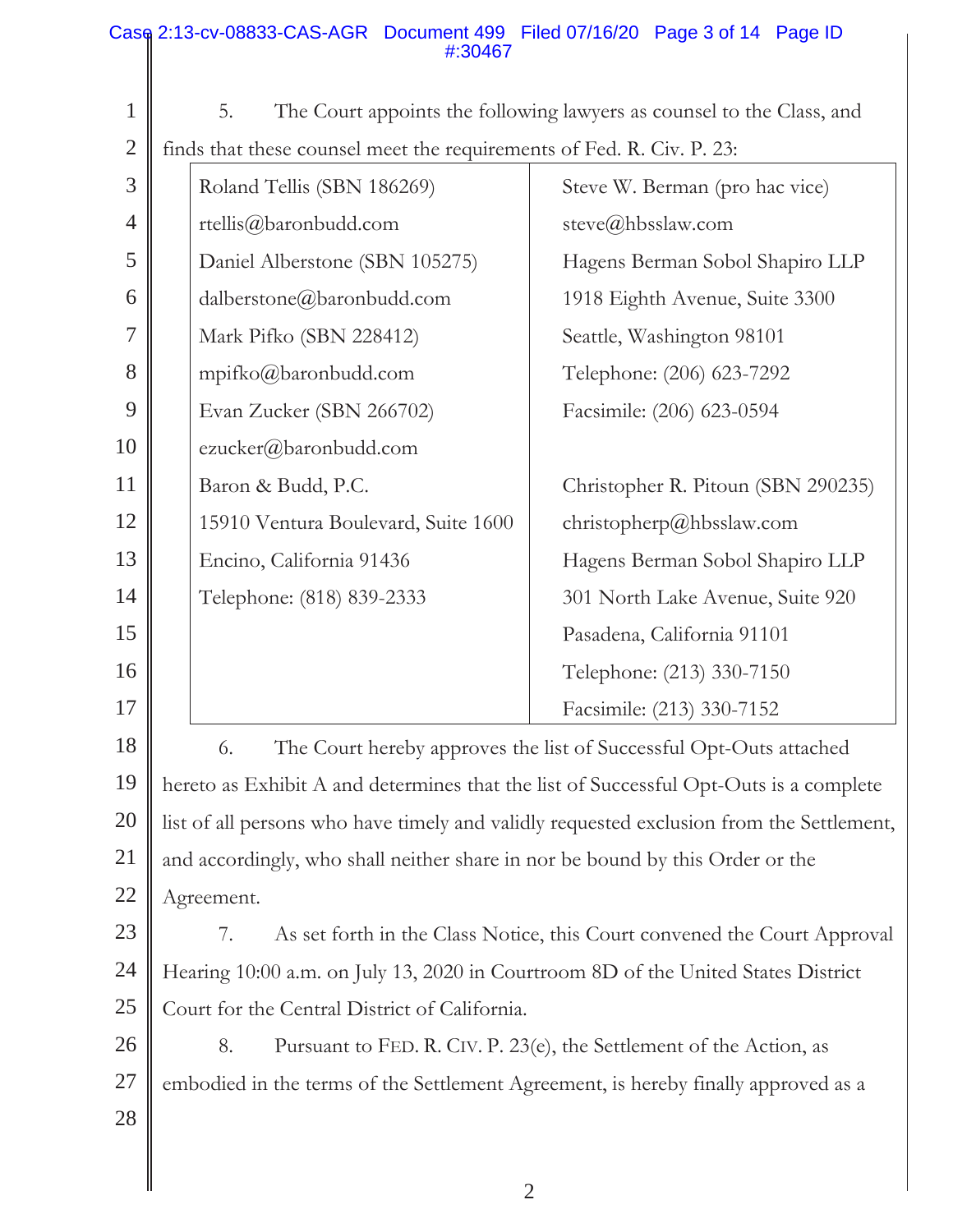5. The Court appoints the following lawyers as counsel to the Class, and finds that these counsel meet the requirements of Fed. R. Civ. P. 23:

| | |
|---|---|
| Roland Tellis (SBN 186269)<br>rtellis@baronbudd.com<br>Daniel Alberstone (SBN 105275)<br>dalberstone@baronbudd.com<br>Mark Pifko (SBN 228412)<br>mpifko@baronbudd.com<br>Evan Zucker (SBN 266702)<br>ezucker@baronbudd.com<br>Baron & Budd, P.C.<br>15910 Ventura Boulevard, Suite 1600<br>Encino, California 91436<br>Telephone: (818) 839-2333 | Steve W. Berman (pro hac vice)<br>steve@hbsslaw.com<br>Hagens Berman Sobol Shapiro LLP<br>1918 Eighth Avenue, Suite 3300<br>Seattle, Washington 98101<br>Telephone: (206) 623-7292<br>Facsimile: (206) 623-0594<br><br>Christopher R. Pitoun (SBN 290235)<br>christopherp@hbsslaw.com<br>Hagens Berman Sobol Shapiro LLP<br>301 North Lake Avenue, Suite 920<br>Pasadena, California 91101<br>Telephone: (213) 330-7150<br>Facsimile: (213) 330-7152 |

6. The Court hereby approves the list of Successful Opt-Outs attached hereto as Exhibit A and determines that the list of Successful Opt-Outs is a complete list of all persons who have timely and validly requested exclusion from the Settlement, and accordingly, who shall neither share in nor be bound by this Order or the Agreement.

7. As set forth in the Class Notice, this Court convened the Court Approval Hearing 10:00 a.m. on July 13, 2020 in Courtroom 8D of the United States District Court for the Central District of California.

8. Pursuant to FED. R. CIV. P. 23(e), the Settlement of the Action, as embodied in the terms of the Settlement Agreement, is hereby finally approved as a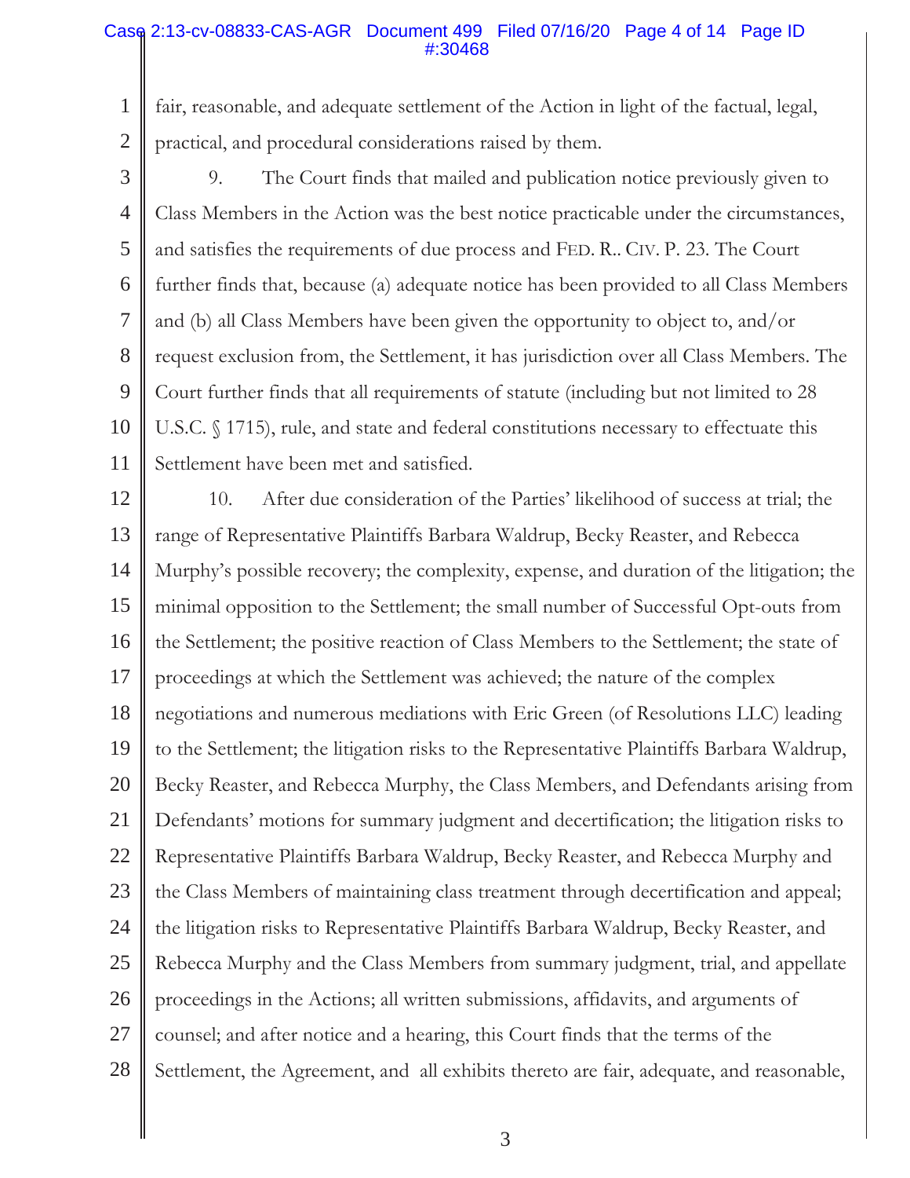fair, reasonable, and adequate settlement of the Action in light of the factual, legal, practical, and procedural considerations raised by them.

9. The Court finds that mailed and publication notice previously given to Class Members in the Action was the best notice practicable under the circumstances, and satisfies the requirements of due process and FED. R.. CIV. P. 23. The Court further finds that, because (a) adequate notice has been provided to all Class Members and (b) all Class Members have been given the opportunity to object to, and/or request exclusion from, the Settlement, it has jurisdiction over all Class Members. The Court further finds that all requirements of statute (including but not limited to 28 U.S.C. § 1715), rule, and state and federal constitutions necessary to effectuate this Settlement have been met and satisfied.

10. After due consideration of the Parties' likelihood of success at trial; the range of Representative Plaintiffs Barbara Waldrup, Becky Reaster, and Rebecca Murphy's possible recovery; the complexity, expense, and duration of the litigation; the minimal opposition to the Settlement; the small number of Successful Opt-outs from the Settlement; the positive reaction of Class Members to the Settlement; the state of proceedings at which the Settlement was achieved; the nature of the complex negotiations and numerous mediations with Eric Green (of Resolutions LLC) leading to the Settlement; the litigation risks to the Representative Plaintiffs Barbara Waldrup, Becky Reaster, and Rebecca Murphy, the Class Members, and Defendants arising from Defendants' motions for summary judgment and decertification; the litigation risks to Representative Plaintiffs Barbara Waldrup, Becky Reaster, and Rebecca Murphy and the Class Members of maintaining class treatment through decertification and appeal; the litigation risks to Representative Plaintiffs Barbara Waldrup, Becky Reaster, and Rebecca Murphy and the Class Members from summary judgment, trial, and appellate proceedings in the Actions; all written submissions, affidavits, and arguments of counsel; and after notice and a hearing, this Court finds that the terms of the Settlement, the Agreement, and all exhibits thereto are fair, adequate, and reasonable,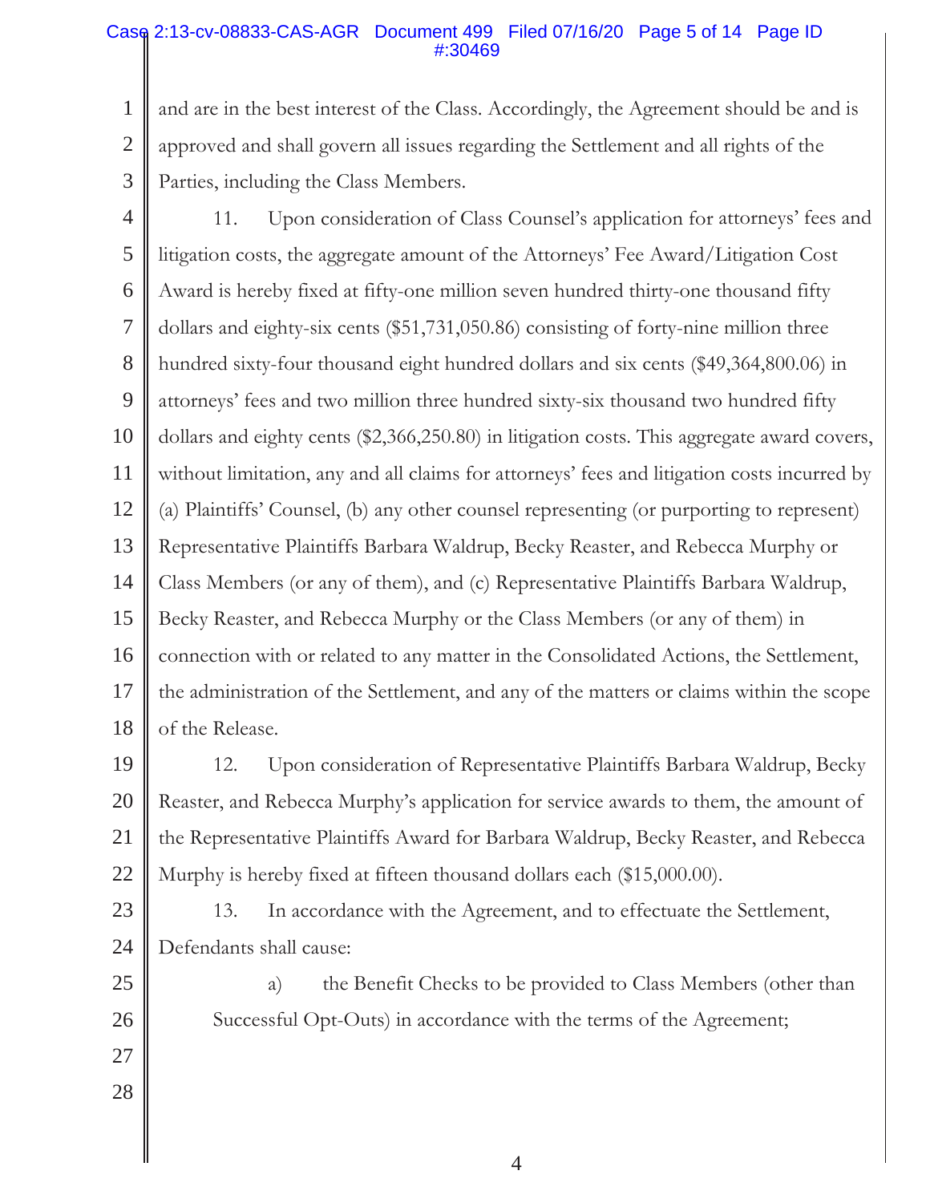and are in the best interest of the Class. Accordingly, the Agreement should be and is approved and shall govern all issues regarding the Settlement and all rights of the Parties, including the Class Members.

11. Upon consideration of Class Counsel's application for attorneys' fees and litigation costs, the aggregate amount of the Attorneys' Fee Award/Litigation Cost Award is hereby fixed at fifty-one million seven hundred thirty-one thousand fifty dollars and eighty-six cents ($51,731,050.86) consisting of forty-nine million three hundred sixty-four thousand eight hundred dollars and six cents ($49,364,800.06) in attorneys' fees and two million three hundred sixty-six thousand two hundred fifty dollars and eighty cents ($2,366,250.80) in litigation costs. This aggregate award covers, without limitation, any and all claims for attorneys' fees and litigation costs incurred by (a) Plaintiffs' Counsel, (b) any other counsel representing (or purporting to represent) Representative Plaintiffs Barbara Waldrup, Becky Reaster, and Rebecca Murphy or Class Members (or any of them), and (c) Representative Plaintiffs Barbara Waldrup, Becky Reaster, and Rebecca Murphy or the Class Members (or any of them) in connection with or related to any matter in the Consolidated Actions, the Settlement, the administration of the Settlement, and any of the matters or claims within the scope of the Release.

12. Upon consideration of Representative Plaintiffs Barbara Waldrup, Becky Reaster, and Rebecca Murphy's application for service awards to them, the amount of the Representative Plaintiffs Award for Barbara Waldrup, Becky Reaster, and Rebecca Murphy is hereby fixed at fifteen thousand dollars each ($15,000.00).

13. In accordance with the Agreement, and to effectuate the Settlement, Defendants shall cause:

a) the Benefit Checks to be provided to Class Members (other than Successful Opt-Outs) in accordance with the terms of the Agreement;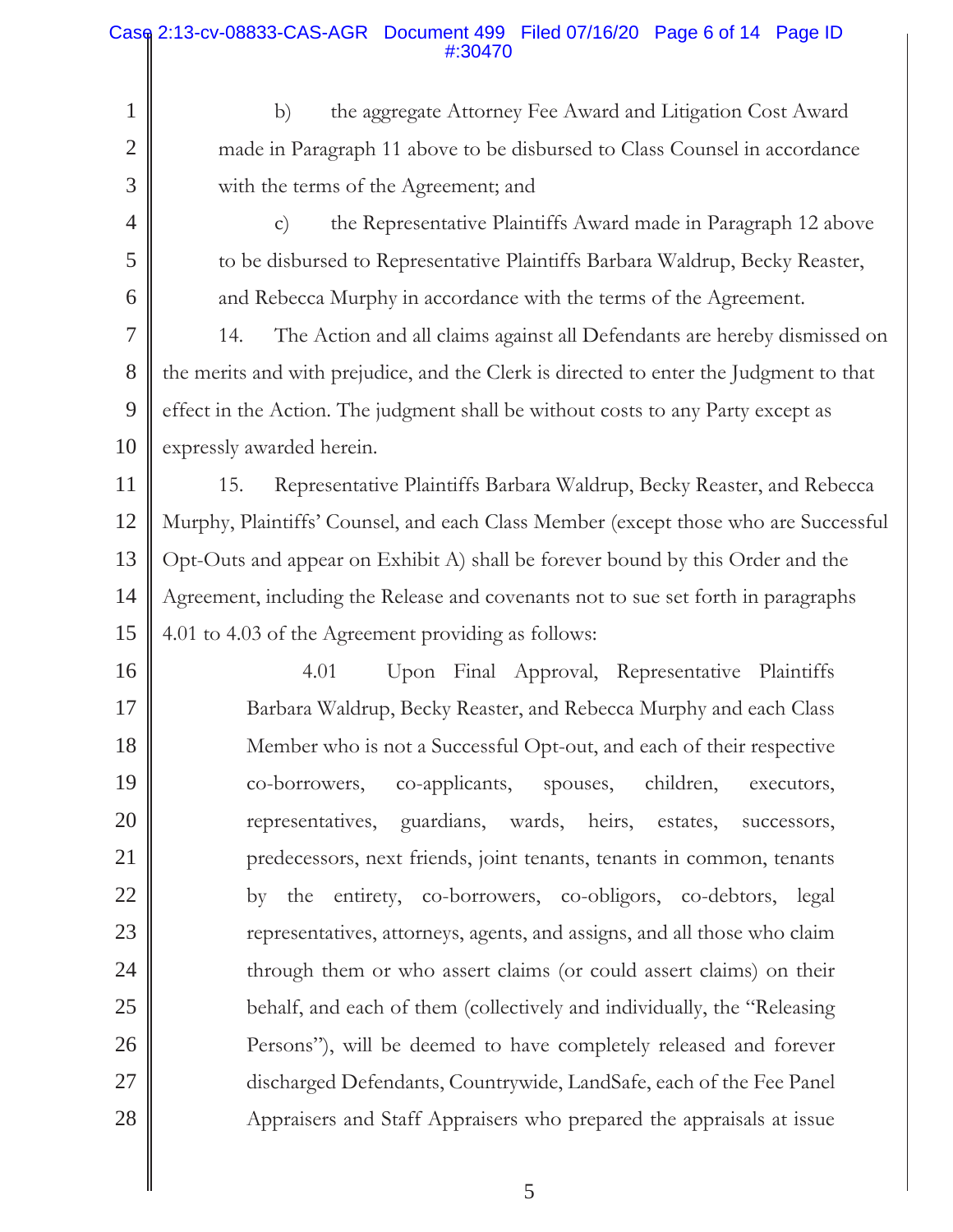b) the aggregate Attorney Fee Award and Litigation Cost Award made in Paragraph 11 above to be disbursed to Class Counsel in accordance with the terms of the Agreement; and

c) the Representative Plaintiffs Award made in Paragraph 12 above to be disbursed to Representative Plaintiffs Barbara Waldrup, Becky Reaster, and Rebecca Murphy in accordance with the terms of the Agreement.

14. The Action and all claims against all Defendants are hereby dismissed on the merits and with prejudice, and the Clerk is directed to enter the Judgment to that effect in the Action. The judgment shall be without costs to any Party except as expressly awarded herein.

15. Representative Plaintiffs Barbara Waldrup, Becky Reaster, and Rebecca Murphy, Plaintiffs' Counsel, and each Class Member (except those who are Successful Opt-Outs and appear on Exhibit A) shall be forever bound by this Order and the Agreement, including the Release and covenants not to sue set forth in paragraphs 4.01 to 4.03 of the Agreement providing as follows:

> 4.01 Upon Final Approval, Representative Plaintiffs Barbara Waldrup, Becky Reaster, and Rebecca Murphy and each Class Member who is not a Successful Opt-out, and each of their respective co-borrowers, co-applicants, spouses, children, executors, representatives, guardians, wards, heirs, estates, successors, predecessors, next friends, joint tenants, tenants in common, tenants by the entirety, co-borrowers, co-obligors, co-debtors, legal representatives, attorneys, agents, and assigns, and all those who claim through them or who assert claims (or could assert claims) on their behalf, and each of them (collectively and individually, the "Releasing Persons"), will be deemed to have completely released and forever discharged Defendants, Countrywide, LandSafe, each of the Fee Panel Appraisers and Staff Appraisers who prepared the appraisals at issue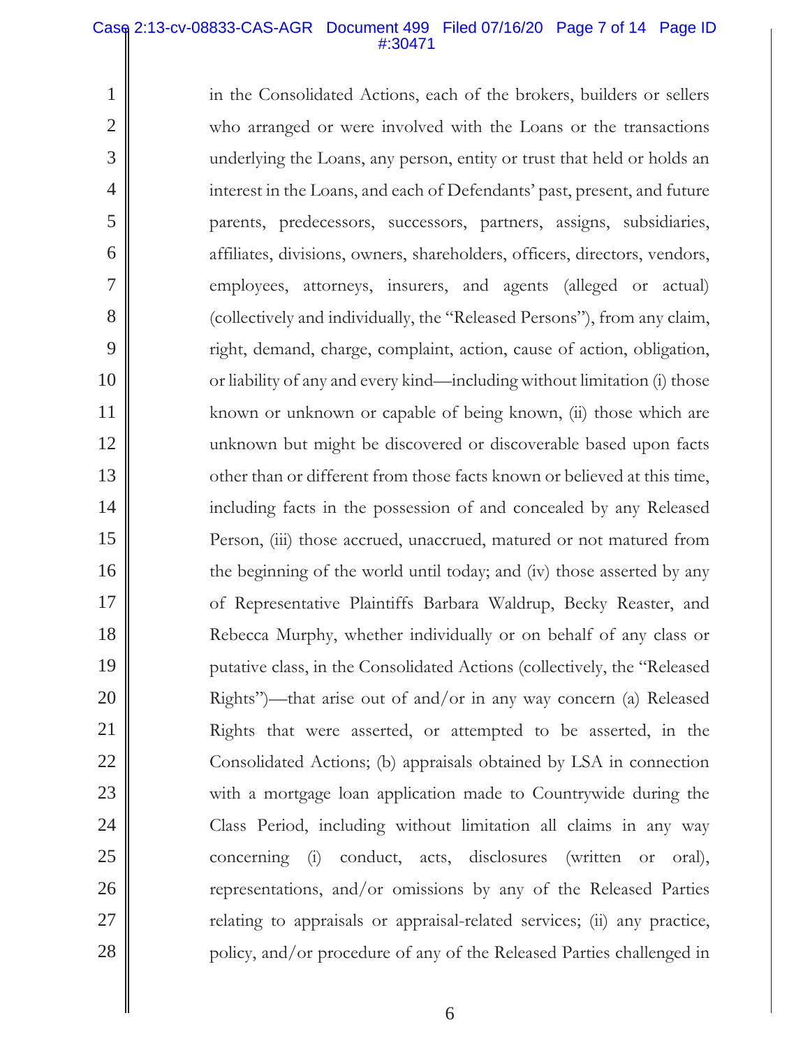in the Consolidated Actions, each of the brokers, builders or sellers who arranged or were involved with the Loans or the transactions underlying the Loans, any person, entity or trust that held or holds an interest in the Loans, and each of Defendants' past, present, and future parents, predecessors, successors, partners, assigns, subsidiaries, affiliates, divisions, owners, shareholders, officers, directors, vendors, employees, attorneys, insurers, and agents (alleged or actual) (collectively and individually, the "Released Persons"), from any claim, right, demand, charge, complaint, action, cause of action, obligation, or liability of any and every kind—including without limitation (i) those known or unknown or capable of being known, (ii) those which are unknown but might be discovered or discoverable based upon facts other than or different from those facts known or believed at this time, including facts in the possession of and concealed by any Released Person, (iii) those accrued, unaccrued, matured or not matured from the beginning of the world until today; and (iv) those asserted by any of Representative Plaintiffs Barbara Waldrup, Becky Reaster, and Rebecca Murphy, whether individually or on behalf of any class or putative class, in the Consolidated Actions (collectively, the "Released Rights")—that arise out of and/or in any way concern (a) Released Rights that were asserted, or attempted to be asserted, in the Consolidated Actions; (b) appraisals obtained by LSA in connection with a mortgage loan application made to Countrywide during the Class Period, including without limitation all claims in any way concerning (i) conduct, acts, disclosures (written or oral), representations, and/or omissions by any of the Released Parties relating to appraisals or appraisal-related services; (ii) any practice, policy, and/or procedure of any of the Released Parties challenged in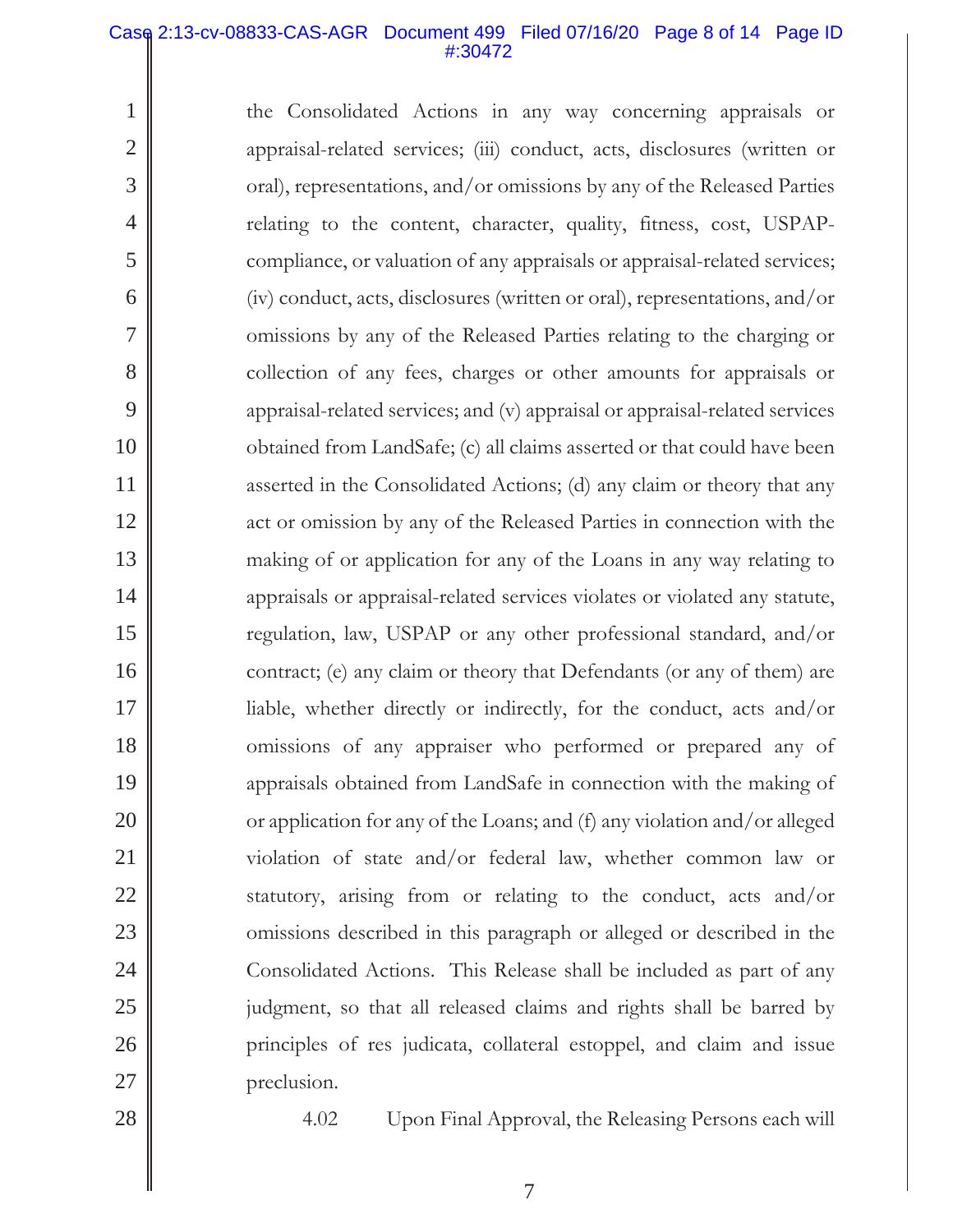the Consolidated Actions in any way concerning appraisals or appraisal-related services; (iii) conduct, acts, disclosures (written or oral), representations, and/or omissions by any of the Released Parties relating to the content, character, quality, fitness, cost, USPAP-compliance, or valuation of any appraisals or appraisal-related services; (iv) conduct, acts, disclosures (written or oral), representations, and/or omissions by any of the Released Parties relating to the charging or collection of any fees, charges or other amounts for appraisals or appraisal-related services; and (v) appraisal or appraisal-related services obtained from LandSafe; (c) all claims asserted or that could have been asserted in the Consolidated Actions; (d) any claim or theory that any act or omission by any of the Released Parties in connection with the making of or application for any of the Loans in any way relating to appraisals or appraisal-related services violates or violated any statute, regulation, law, USPAP or any other professional standard, and/or contract; (e) any claim or theory that Defendants (or any of them) are liable, whether directly or indirectly, for the conduct, acts and/or omissions of any appraiser who performed or prepared any of appraisals obtained from LandSafe in connection with the making of or application for any of the Loans; and (f) any violation and/or alleged violation of state and/or federal law, whether common law or statutory, arising from or relating to the conduct, acts and/or omissions described in this paragraph or alleged or described in the Consolidated Actions. This Release shall be included as part of any judgment, so that all released claims and rights shall be barred by principles of res judicata, collateral estoppel, and claim and issue preclusion.

4.02 Upon Final Approval, the Releasing Persons each will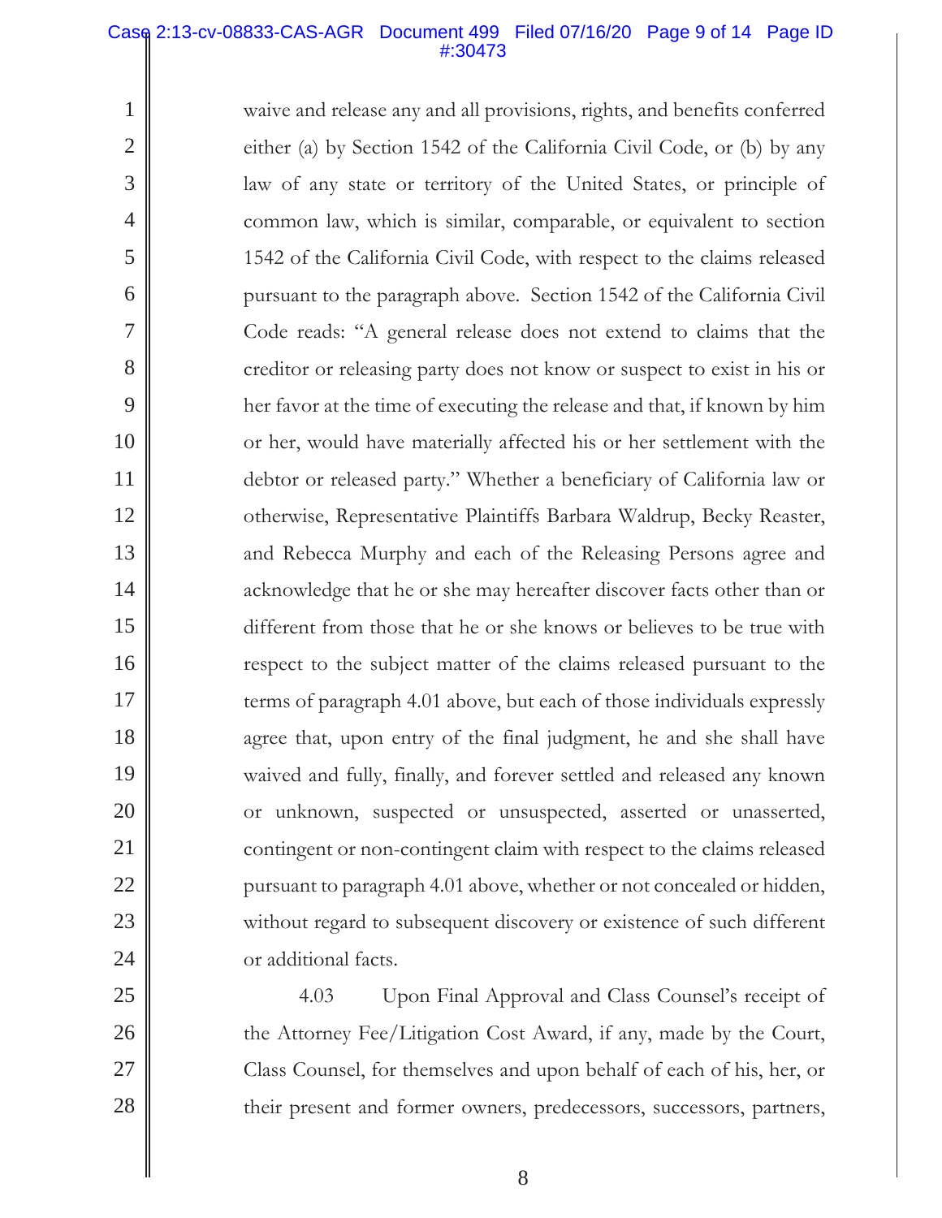waive and release any and all provisions, rights, and benefits conferred either (a) by Section 1542 of the California Civil Code, or (b) by any law of any state or territory of the United States, or principle of common law, which is similar, comparable, or equivalent to section 1542 of the California Civil Code, with respect to the claims released pursuant to the paragraph above. Section 1542 of the California Civil Code reads: "A general release does not extend to claims that the creditor or releasing party does not know or suspect to exist in his or her favor at the time of executing the release and that, if known by him or her, would have materially affected his or her settlement with the debtor or released party." Whether a beneficiary of California law or otherwise, Representative Plaintiffs Barbara Waldrup, Becky Reaster, and Rebecca Murphy and each of the Releasing Persons agree and acknowledge that he or she may hereafter discover facts other than or different from those that he or she knows or believes to be true with respect to the subject matter of the claims released pursuant to the terms of paragraph 4.01 above, but each of those individuals expressly agree that, upon entry of the final judgment, he and she shall have waived and fully, finally, and forever settled and released any known or unknown, suspected or unsuspected, asserted or unasserted, contingent or non-contingent claim with respect to the claims released pursuant to paragraph 4.01 above, whether or not concealed or hidden, without regard to subsequent discovery or existence of such different or additional facts.

4.03 Upon Final Approval and Class Counsel's receipt of the Attorney Fee/Litigation Cost Award, if any, made by the Court, Class Counsel, for themselves and upon behalf of each of his, her, or their present and former owners, predecessors, successors, partners,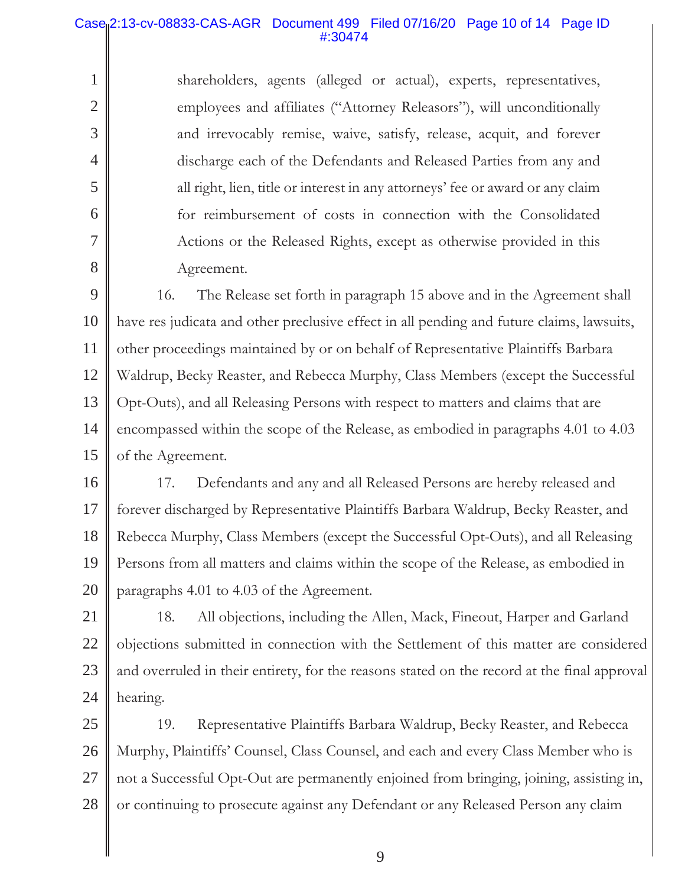shareholders, agents (alleged or actual), experts, representatives, employees and affiliates ("Attorney Releasors"), will unconditionally and irrevocably remise, waive, satisfy, release, acquit, and forever discharge each of the Defendants and Released Parties from any and all right, lien, title or interest in any attorneys' fee or award or any claim for reimbursement of costs in connection with the Consolidated Actions or the Released Rights, except as otherwise provided in this Agreement.

16. The Release set forth in paragraph 15 above and in the Agreement shall have res judicata and other preclusive effect in all pending and future claims, lawsuits, other proceedings maintained by or on behalf of Representative Plaintiffs Barbara Waldrup, Becky Reaster, and Rebecca Murphy, Class Members (except the Successful Opt-Outs), and all Releasing Persons with respect to matters and claims that are encompassed within the scope of the Release, as embodied in paragraphs 4.01 to 4.03 of the Agreement.

17. Defendants and any and all Released Persons are hereby released and forever discharged by Representative Plaintiffs Barbara Waldrup, Becky Reaster, and Rebecca Murphy, Class Members (except the Successful Opt-Outs), and all Releasing Persons from all matters and claims within the scope of the Release, as embodied in paragraphs 4.01 to 4.03 of the Agreement.

18. All objections, including the Allen, Mack, Fineout, Harper and Garland objections submitted in connection with the Settlement of this matter are considered and overruled in their entirety, for the reasons stated on the record at the final approval hearing.

19. Representative Plaintiffs Barbara Waldrup, Becky Reaster, and Rebecca Murphy, Plaintiffs' Counsel, Class Counsel, and each and every Class Member who is not a Successful Opt-Out are permanently enjoined from bringing, joining, assisting in, or continuing to prosecute against any Defendant or any Released Person any claim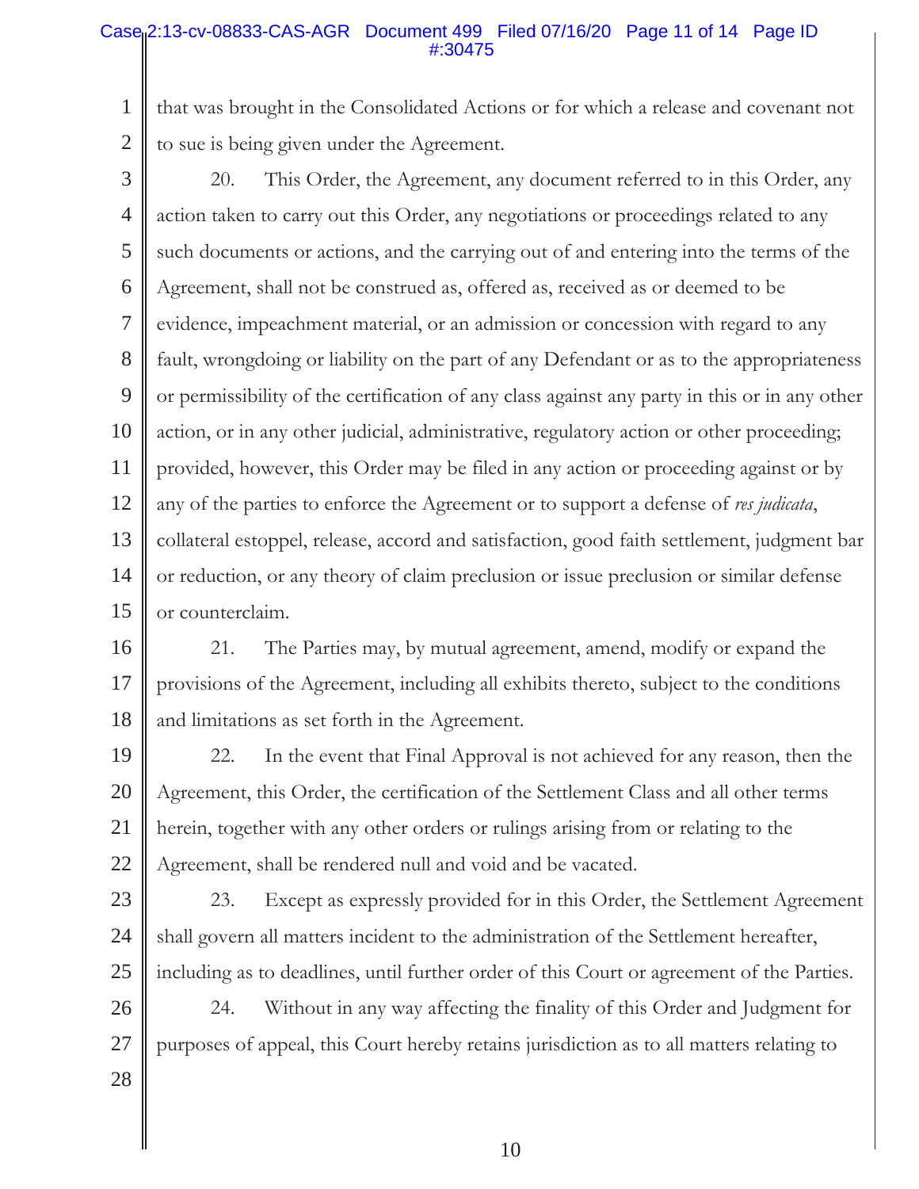that was brought in the Consolidated Actions or for which a release and covenant not to sue is being given under the Agreement.

20. This Order, the Agreement, any document referred to in this Order, any action taken to carry out this Order, any negotiations or proceedings related to any such documents or actions, and the carrying out of and entering into the terms of the Agreement, shall not be construed as, offered as, received as or deemed to be evidence, impeachment material, or an admission or concession with regard to any fault, wrongdoing or liability on the part of any Defendant or as to the appropriateness or permissibility of the certification of any class against any party in this or in any other action, or in any other judicial, administrative, regulatory action or other proceeding; provided, however, this Order may be filed in any action or proceeding against or by any of the parties to enforce the Agreement or to support a defense of *res judicata*, collateral estoppel, release, accord and satisfaction, good faith settlement, judgment bar or reduction, or any theory of claim preclusion or issue preclusion or similar defense or counterclaim.

21. The Parties may, by mutual agreement, amend, modify or expand the provisions of the Agreement, including all exhibits thereto, subject to the conditions and limitations as set forth in the Agreement.

22. In the event that Final Approval is not achieved for any reason, then the Agreement, this Order, the certification of the Settlement Class and all other terms herein, together with any other orders or rulings arising from or relating to the Agreement, shall be rendered null and void and be vacated.

23. Except as expressly provided for in this Order, the Settlement Agreement shall govern all matters incident to the administration of the Settlement hereafter, including as to deadlines, until further order of this Court or agreement of the Parties.

24. Without in any way affecting the finality of this Order and Judgment for purposes of appeal, this Court hereby retains jurisdiction as to all matters relating to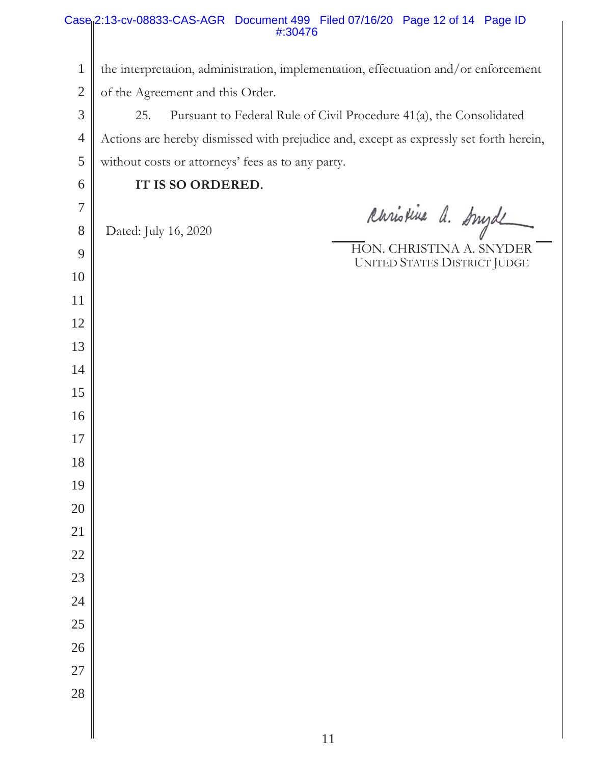the interpretation, administration, implementation, effectuation and/or enforcement of the Agreement and this Order.

25. Pursuant to Federal Rule of Civil Procedure 41(a), the Consolidated Actions are hereby dismissed with prejudice and, except as expressly set forth herein, without costs or attorneys' fees as to any party.

**IT IS SO ORDERED.**

Dated: July 16, 2020

HON. CHRISTINA A. SNYDER
UNITED STATES DISTRICT JUDGE